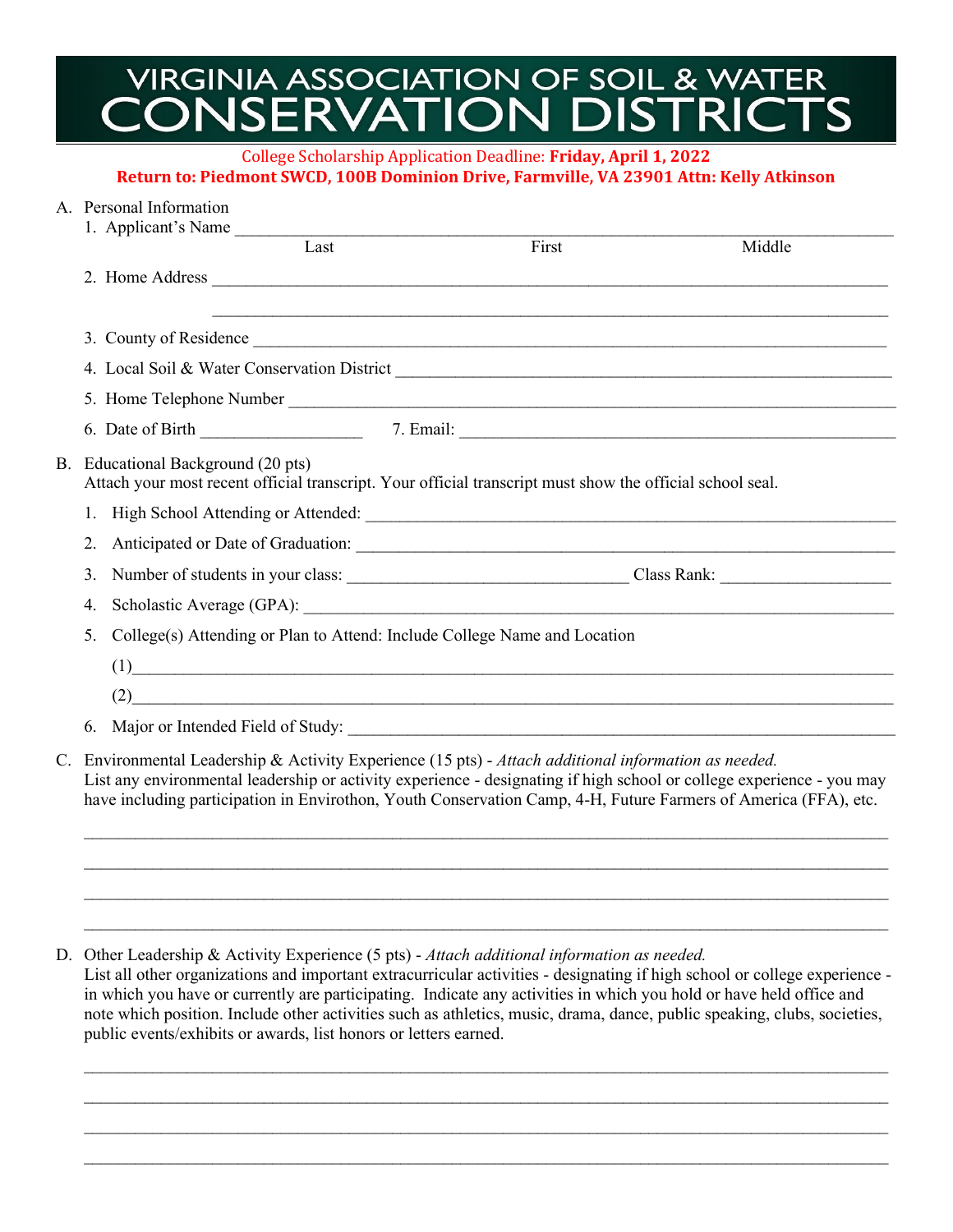# VIRGINIA ASSOCIATION OF SOIL & WATER CONSERVATION DISTRICTS

College Scholarship Application Deadline: **Friday, April 1, 2022**

**Return to: Piedmont SWCD, 100B Dominion Drive, Farmville, VA 23901 Attn: Kelly Atkinson**

A. Personal Information

1. Applicant's Name ______________________________________________
   Last                    First                    Middle
2. Home Address ______________________________________________

   ______________________________________________
3. County of Residence ______________________________________________
4. Local Soil & Water Conservation District ______________________________________________
5. Home Telephone Number ______________________________________________
6. Date of Birth __________________ 7. Email: ______________________________________________

B. Educational Background (20 pts)
Attach your most recent official transcript. Your official transcript must show the official school seal.

1. High School Attending or Attended: ______________________________________________
2. Anticipated or Date of Graduation: ______________________________________________
3. Number of students in your class: ______________________________ Class Rank: __________________
4. Scholastic Average (GPA): ______________________________________________
5. College(s) Attending or Plan to Attend: Include College Name and Location

   (1)______________________________________________

   (2)______________________________________________
6. Major or Intended Field of Study: ______________________________________________

C. Environmental Leadership & Activity Experience (15 pts) - *Attach additional information as needed.*
List any environmental leadership or activity experience - designating if high school or college experience - you may have including participation in Envirothon, Youth Conservation Camp, 4-H, Future Farmers of America (FFA), etc.

______________________________________________

______________________________________________

______________________________________________

______________________________________________

D. Other Leadership & Activity Experience (5 pts) - *Attach additional information as needed.*
List all other organizations and important extracurricular activities - designating if high school or college experience - in which you have or currently are participating. Indicate any activities in which you hold or have held office and note which position. Include other activities such as athletics, music, drama, dance, public speaking, clubs, societies, public events/exhibits or awards, list honors or letters earned.

______________________________________________

______________________________________________

______________________________________________

______________________________________________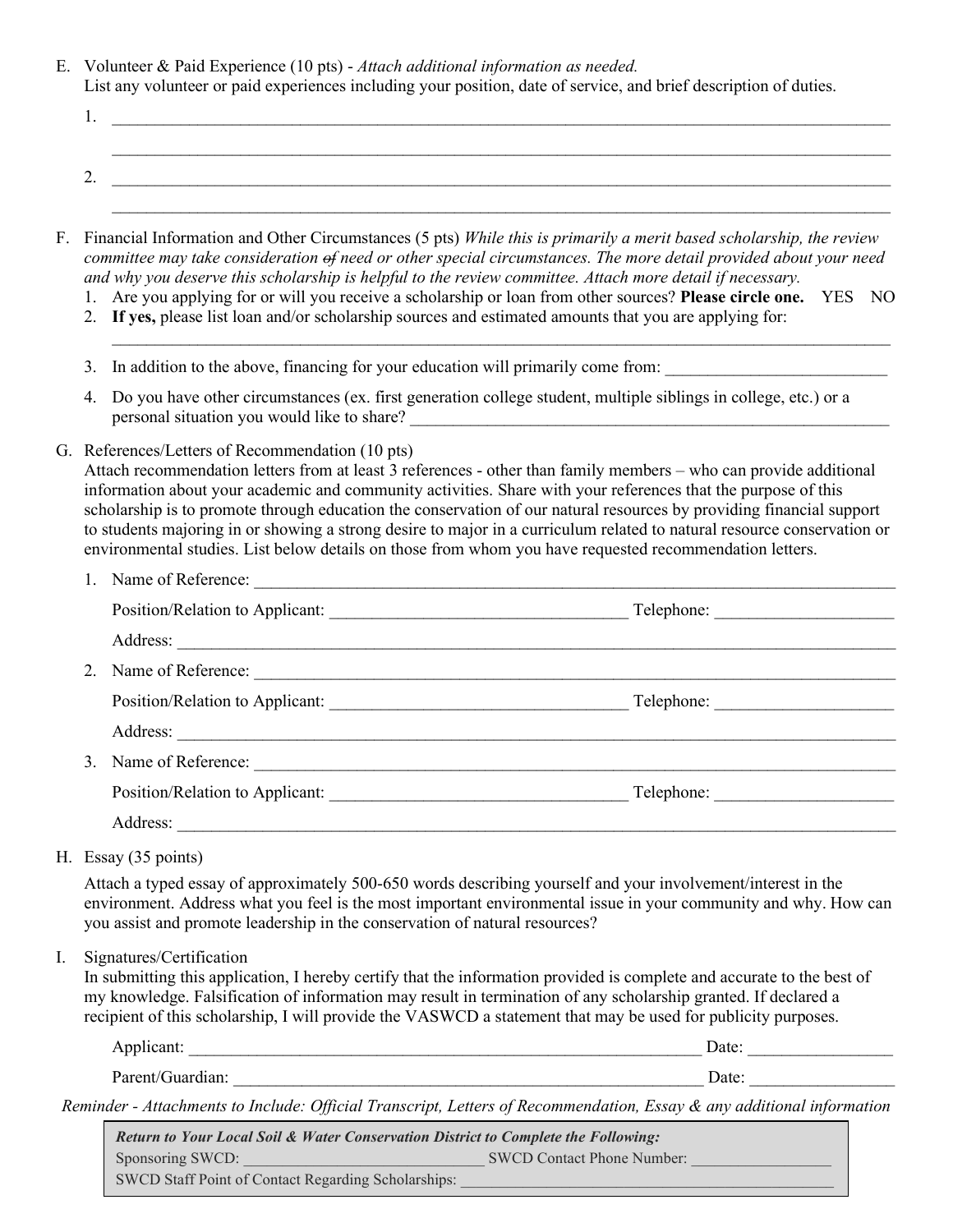E. Volunteer & Paid Experience (10 pts) - *Attach additional information as needed.*
List any volunteer or paid experiences including your position, date of service, and brief description of duties.

1. ______________________________________________________________________________
______________________________________________________________________________

2. ______________________________________________________________________________
______________________________________________________________________________

F. Financial Information and Other Circumstances (5 pts) *While this is primarily a merit based scholarship, the review committee may take consideration ~~of~~ need or other special circumstances. The more detail provided about your need and why you deserve this scholarship is helpful to the review committee. Attach more detail if necessary.*

1. Are you applying for or will you receive a scholarship or loan from other sources? **Please circle one.** YES NO
2. **If yes,** please list loan and/or scholarship sources and estimated amounts that you are applying for:
______________________________________________________________________________
3. In addition to the above, financing for your education will primarily come from: __________________________
4. Do you have other circumstances (ex. first generation college student, multiple siblings in college, etc.) or a personal situation you would like to share? ____________________________________________________________

G. References/Letters of Recommendation (10 pts)
Attach recommendation letters from at least 3 references - other than family members – who can provide additional information about your academic and community activities. Share with your references that the purpose of this scholarship is to promote through education the conservation of our natural resources by providing financial support to students majoring in or showing a strong desire to major in a curriculum related to natural resource conservation or environmental studies. List below details on those from whom you have requested recommendation letters.

1. Name of Reference: ______________________________________________________________________
Position/Relation to Applicant: ___________________________________ Telephone: _____________________
Address: _____________________________________________________________________________

2. Name of Reference: ______________________________________________________________________
Position/Relation to Applicant: ___________________________________ Telephone: _____________________
Address: _____________________________________________________________________________

3. Name of Reference: ______________________________________________________________________
Position/Relation to Applicant: ___________________________________ Telephone: _____________________
Address: _____________________________________________________________________________

H. Essay (35 points)

Attach a typed essay of approximately 500-650 words describing yourself and your involvement/interest in the environment. Address what you feel is the most important environmental issue in your community and why. How can you assist and promote leadership in the conservation of natural resources?

I. Signatures/Certification
In submitting this application, I hereby certify that the information provided is complete and accurate to the best of my knowledge. Falsification of information may result in termination of any scholarship granted. If declared a recipient of this scholarship, I will provide the VASWCD a statement that may be used for publicity purposes.

Applicant: _________________________________________________________________ Date: _________________

Parent/Guardian: ___________________________________________________________ Date: _________________

*Reminder - Attachments to Include: Official Transcript, Letters of Recommendation, Essay & any additional information*

***Return to Your Local Soil & Water Conservation District to Complete the Following:***
Sponsoring SWCD: _______________________________ SWCD Contact Phone Number: __________________
SWCD Staff Point of Contact Regarding Scholarships: _________________________________________________